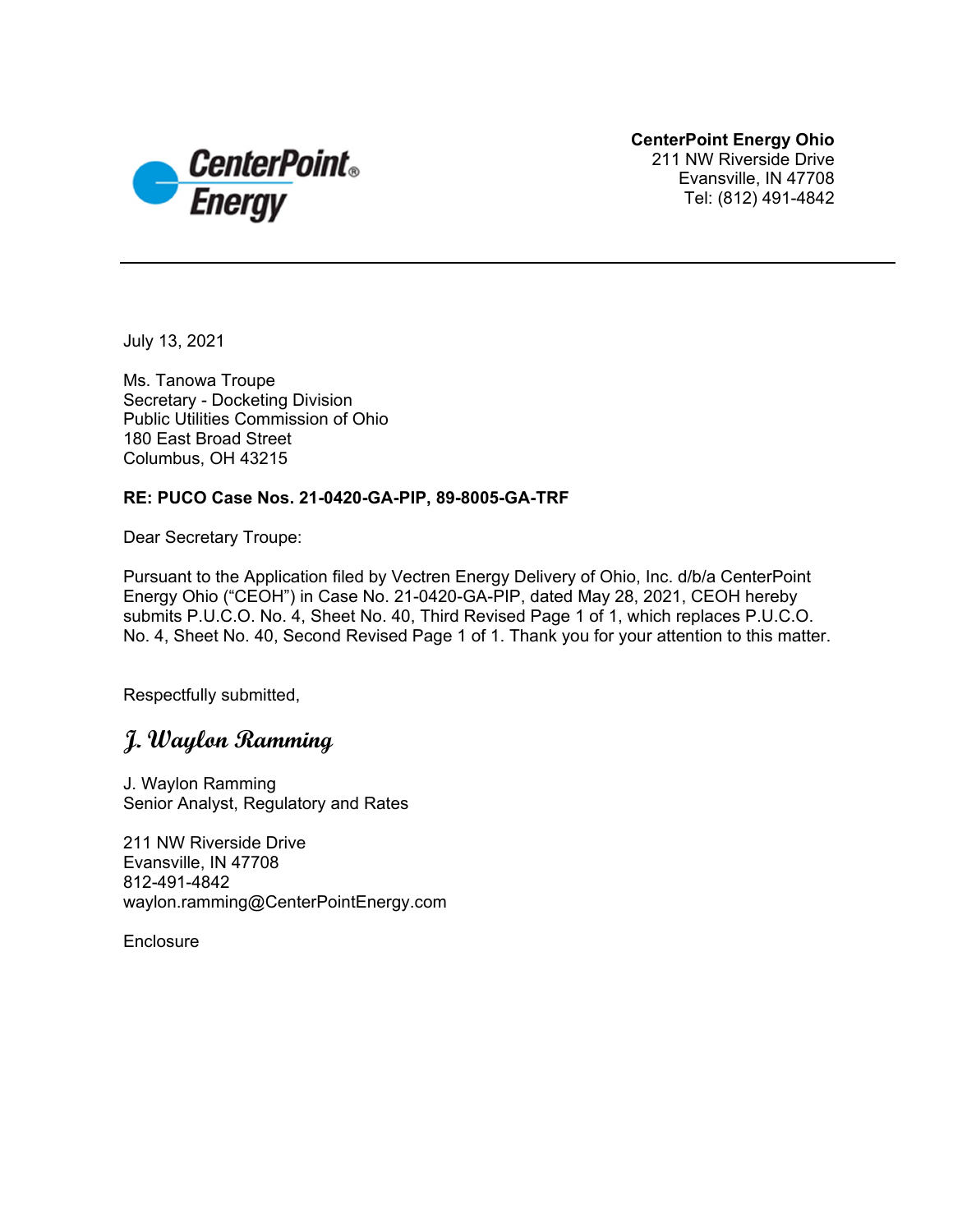**CenterPoint Energy Ohio**
211 NW Riverside Drive
Evansville, IN 47708
Tel: (812) 491-4842

---

July 13, 2021

Ms. Tanowa Troupe
Secretary - Docketing Division
Public Utilities Commission of Ohio
180 East Broad Street
Columbus, OH 43215

**RE: PUCO Case Nos. 21-0420-GA-PIP, 89-8005-GA-TRF**

Dear Secretary Troupe:

Pursuant to the Application filed by Vectren Energy Delivery of Ohio, Inc. d/b/a CenterPoint Energy Ohio ("CEOH") in Case No. 21-0420-GA-PIP, dated May 28, 2021, CEOH hereby submits P.U.C.O. No. 4, Sheet No. 40, Third Revised Page 1 of 1, which replaces P.U.C.O. No. 4, Sheet No. 40, Second Revised Page 1 of 1. Thank you for your attention to this matter.

Respectfully submitted,

*J. Waylon Ramming*

J. Waylon Ramming
Senior Analyst, Regulatory and Rates

211 NW Riverside Drive
Evansville, IN 47708
812-491-4842
waylon.ramming@CenterPointEnergy.com

Enclosure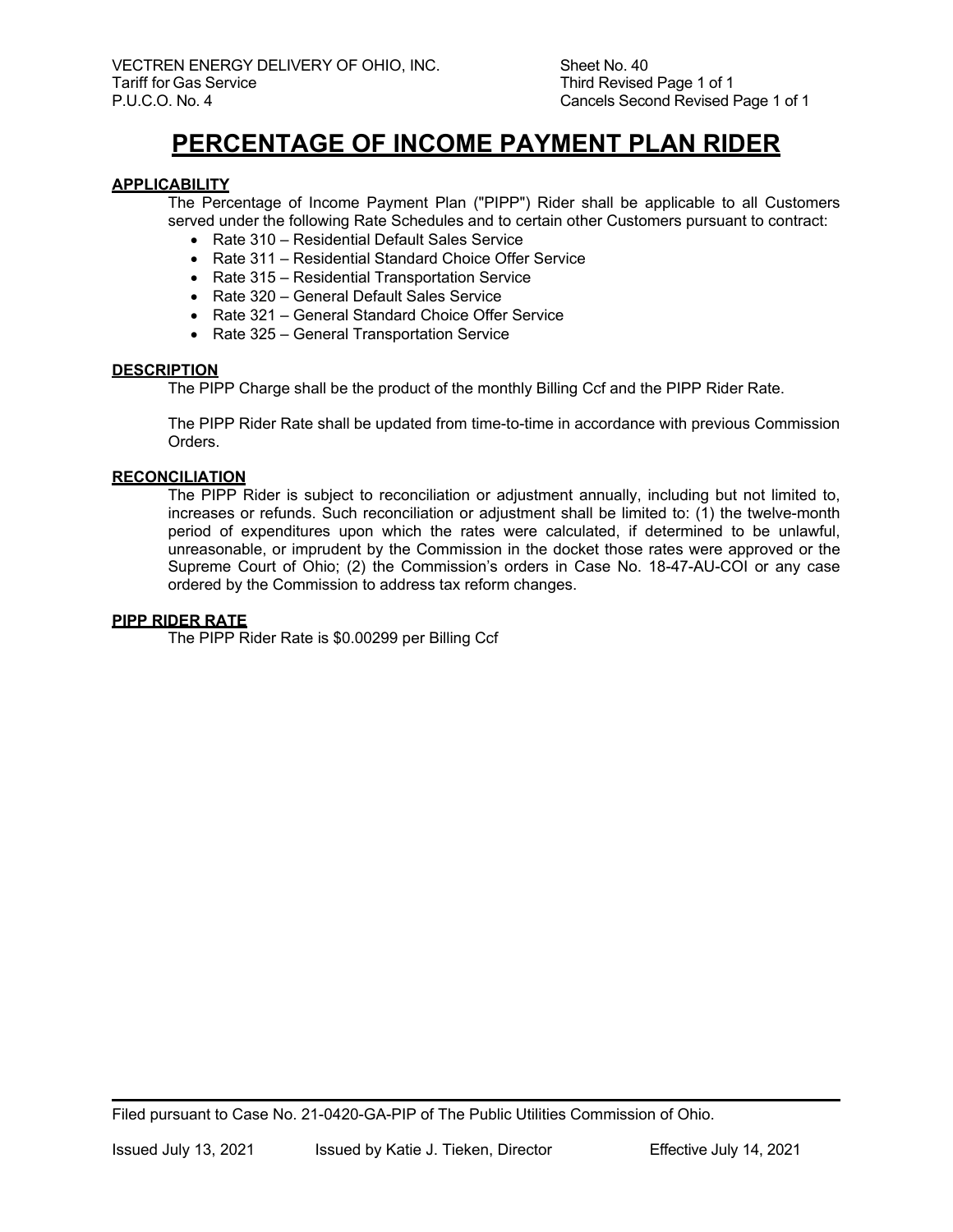VECTREN ENERGY DELIVERY OF OHIO, INC.
Tariff for Gas Service
P.U.C.O. No. 4

Sheet No. 40
Third Revised Page 1 of 1
Cancels Second Revised Page 1 of 1

# PERCENTAGE OF INCOME PAYMENT PLAN RIDER

## APPLICABILITY

The Percentage of Income Payment Plan ("PIPP") Rider shall be applicable to all Customers served under the following Rate Schedules and to certain other Customers pursuant to contract:

- Rate 310 – Residential Default Sales Service
- Rate 311 – Residential Standard Choice Offer Service
- Rate 315 – Residential Transportation Service
- Rate 320 – General Default Sales Service
- Rate 321 – General Standard Choice Offer Service
- Rate 325 – General Transportation Service

## DESCRIPTION

The PIPP Charge shall be the product of the monthly Billing Ccf and the PIPP Rider Rate.

The PIPP Rider Rate shall be updated from time-to-time in accordance with previous Commission Orders.

## RECONCILIATION

The PIPP Rider is subject to reconciliation or adjustment annually, including but not limited to, increases or refunds. Such reconciliation or adjustment shall be limited to: (1) the twelve-month period of expenditures upon which the rates were calculated, if determined to be unlawful, unreasonable, or imprudent by the Commission in the docket those rates were approved or the Supreme Court of Ohio; (2) the Commission's orders in Case No. 18-47-AU-COI or any case ordered by the Commission to address tax reform changes.

## PIPP RIDER RATE

The PIPP Rider Rate is $0.00299 per Billing Ccf

Filed pursuant to Case No. 21-0420-GA-PIP of The Public Utilities Commission of Ohio.

Issued July 13, 2021 Issued by Katie J. Tieken, Director Effective July 14, 2021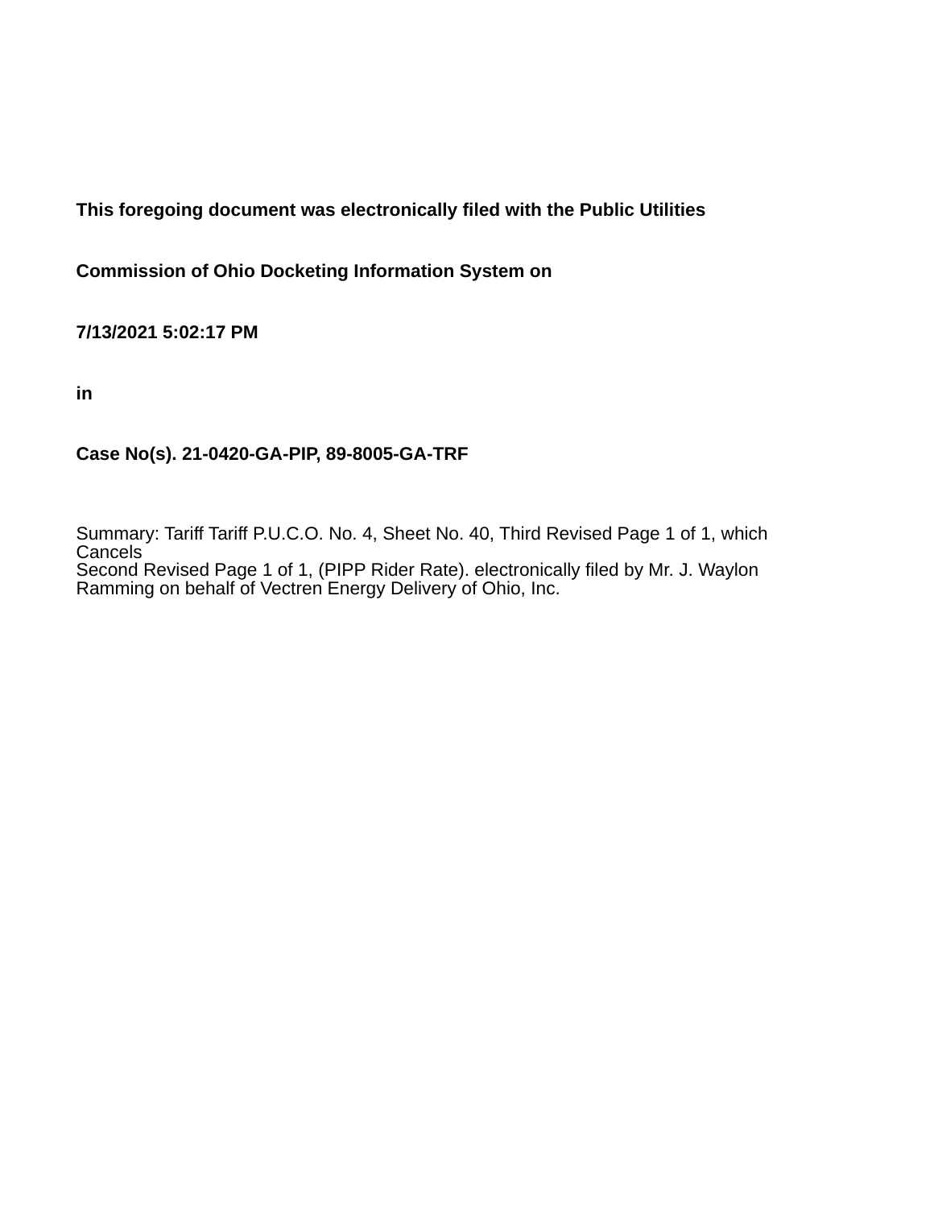**This foregoing document was electronically filed with the Public Utilities**

**Commission of Ohio Docketing Information System on**

**7/13/2021 5:02:17 PM**

**in**

**Case No(s). 21-0420-GA-PIP, 89-8005-GA-TRF**

Summary: Tariff Tariff P.U.C.O. No. 4, Sheet No. 40, Third Revised Page 1 of 1, which Cancels
Second Revised Page 1 of 1, (PIPP Rider Rate). electronically filed by Mr. J. Waylon Ramming on behalf of Vectren Energy Delivery of Ohio, Inc.